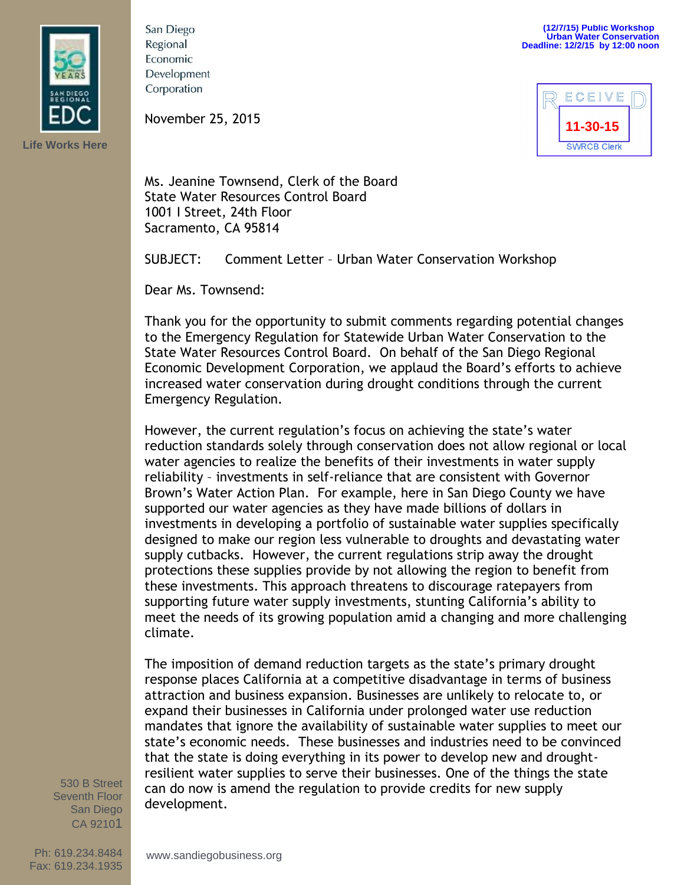San Diego Regional Economic Development Corporation

Life Works Here

(12/7/15) Public Workshop
Urban Water Conservation
Deadline: 12/2/15 by 12:00 noon

RECEIVED
11-30-15
SWRCB Clerk

November 25, 2015

Ms. Jeanine Townsend, Clerk of the Board
State Water Resources Control Board
1001 I Street, 24th Floor
Sacramento, CA 95814

SUBJECT: Comment Letter – Urban Water Conservation Workshop

Dear Ms. Townsend:

Thank you for the opportunity to submit comments regarding potential changes to the Emergency Regulation for Statewide Urban Water Conservation to the State Water Resources Control Board. On behalf of the San Diego Regional Economic Development Corporation, we applaud the Board's efforts to achieve increased water conservation during drought conditions through the current Emergency Regulation.

However, the current regulation's focus on achieving the state's water reduction standards solely through conservation does not allow regional or local water agencies to realize the benefits of their investments in water supply reliability – investments in self-reliance that are consistent with Governor Brown's Water Action Plan. For example, here in San Diego County we have supported our water agencies as they have made billions of dollars in investments in developing a portfolio of sustainable water supplies specifically designed to make our region less vulnerable to droughts and devastating water supply cutbacks. However, the current regulations strip away the drought protections these supplies provide by not allowing the region to benefit from these investments. This approach threatens to discourage ratepayers from supporting future water supply investments, stunting California's ability to meet the needs of its growing population amid a changing and more challenging climate.

The imposition of demand reduction targets as the state's primary drought response places California at a competitive disadvantage in terms of business attraction and business expansion. Businesses are unlikely to relocate to, or expand their businesses in California under prolonged water use reduction mandates that ignore the availability of sustainable water supplies to meet our state's economic needs. These businesses and industries need to be convinced that the state is doing everything in its power to develop new and drought-resilient water supplies to serve their businesses. One of the things the state can do now is amend the regulation to provide credits for new supply development.

530 B Street
Seventh Floor
San Diego
CA 92101

Ph: 619.234.8484
Fax: 619.234.1935

www.sandiegobusiness.org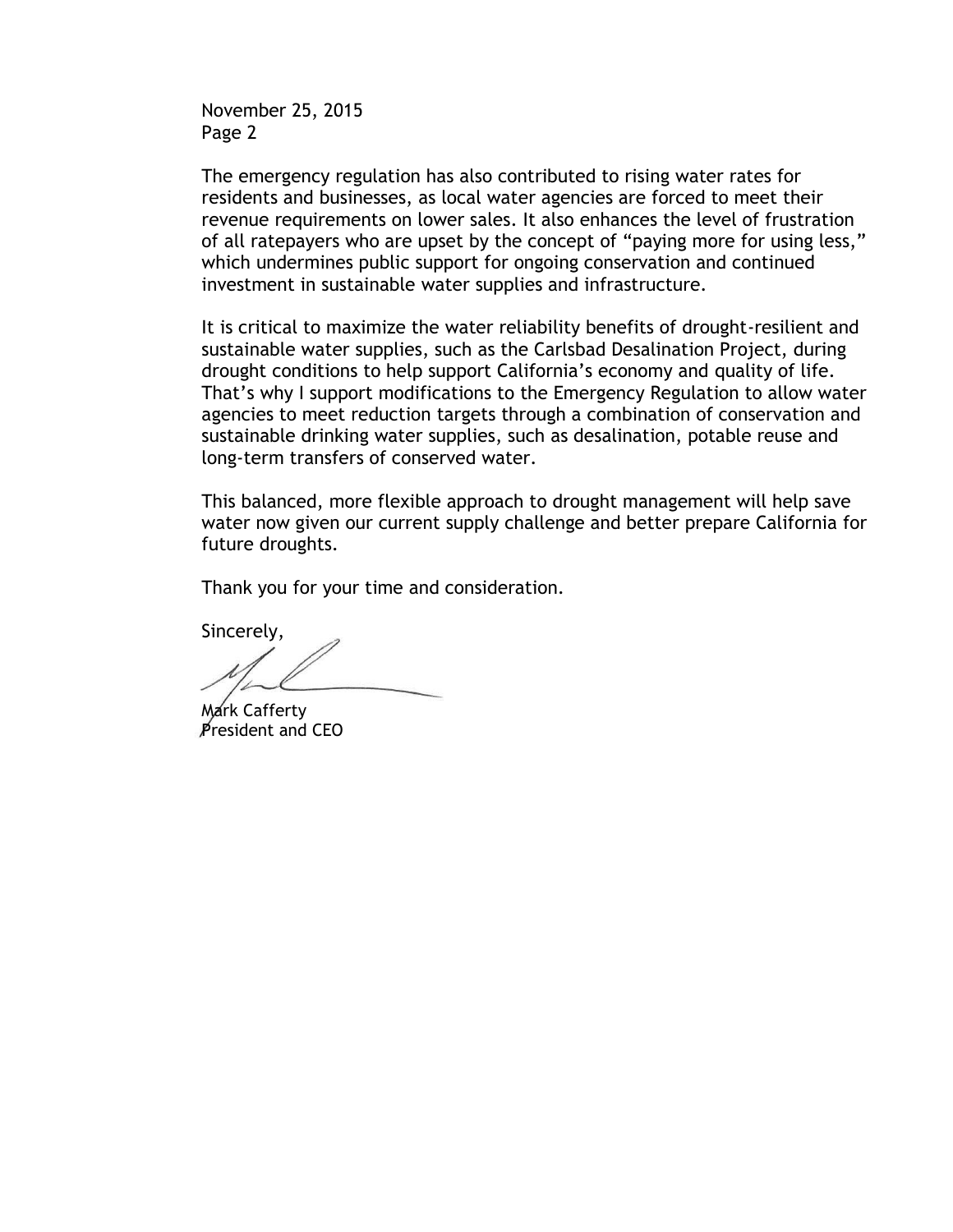The emergency regulation has also contributed to rising water rates for residents and businesses, as local water agencies are forced to meet their revenue requirements on lower sales. It also enhances the level of frustration of all ratepayers who are upset by the concept of "paying more for using less," which undermines public support for ongoing conservation and continued investment in sustainable water supplies and infrastructure.

It is critical to maximize the water reliability benefits of drought-resilient and sustainable water supplies, such as the Carlsbad Desalination Project, during drought conditions to help support California's economy and quality of life. That's why I support modifications to the Emergency Regulation to allow water agencies to meet reduction targets through a combination of conservation and sustainable drinking water supplies, such as desalination, potable reuse and long-term transfers of conserved water.

This balanced, more flexible approach to drought management will help save water now given our current supply challenge and better prepare California for future droughts.

Thank you for your time and consideration.

Sincerely,

Mark Cafferty
President and CEO